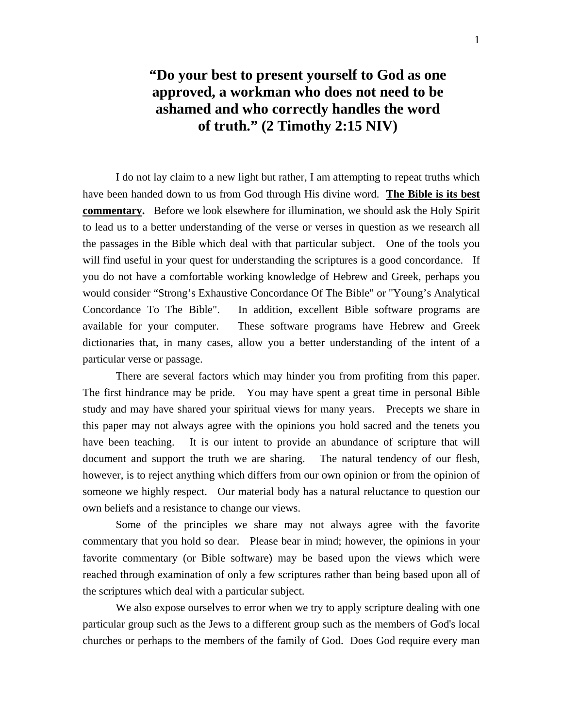# "Do your best to present yourself to God as one approved, a workman who does not need to be ashamed and who correctly handles the word of truth." (2 Timothy 2:15 NIV)

I do not lay claim to a new light but rather, I am attempting to repeat truths which have been handed down to us from God through His divine word. **The Bible is its best commentary.** Before we look elsewhere for illumination, we should ask the Holy Spirit to lead us to a better understanding of the verse or verses in question as we research all the passages in the Bible which deal with that particular subject. One of the tools you will find useful in your quest for understanding the scriptures is a good concordance. If you do not have a comfortable working knowledge of Hebrew and Greek, perhaps you would consider "Strong's Exhaustive Concordance Of The Bible" or "Young's Analytical Concordance To The Bible". In addition, excellent Bible software programs are available for your computer. These software programs have Hebrew and Greek dictionaries that, in many cases, allow you a better understanding of the intent of a particular verse or passage.

There are several factors which may hinder you from profiting from this paper. The first hindrance may be pride. You may have spent a great time in personal Bible study and may have shared your spiritual views for many years. Precepts we share in this paper may not always agree with the opinions you hold sacred and the tenets you have been teaching. It is our intent to provide an abundance of scripture that will document and support the truth we are sharing. The natural tendency of our flesh, however, is to reject anything which differs from our own opinion or from the opinion of someone we highly respect. Our material body has a natural reluctance to question our own beliefs and a resistance to change our views.

Some of the principles we share may not always agree with the favorite commentary that you hold so dear. Please bear in mind; however, the opinions in your favorite commentary (or Bible software) may be based upon the views which were reached through examination of only a few scriptures rather than being based upon all of the scriptures which deal with a particular subject.

We also expose ourselves to error when we try to apply scripture dealing with one particular group such as the Jews to a different group such as the members of God's local churches or perhaps to the members of the family of God. Does God require every man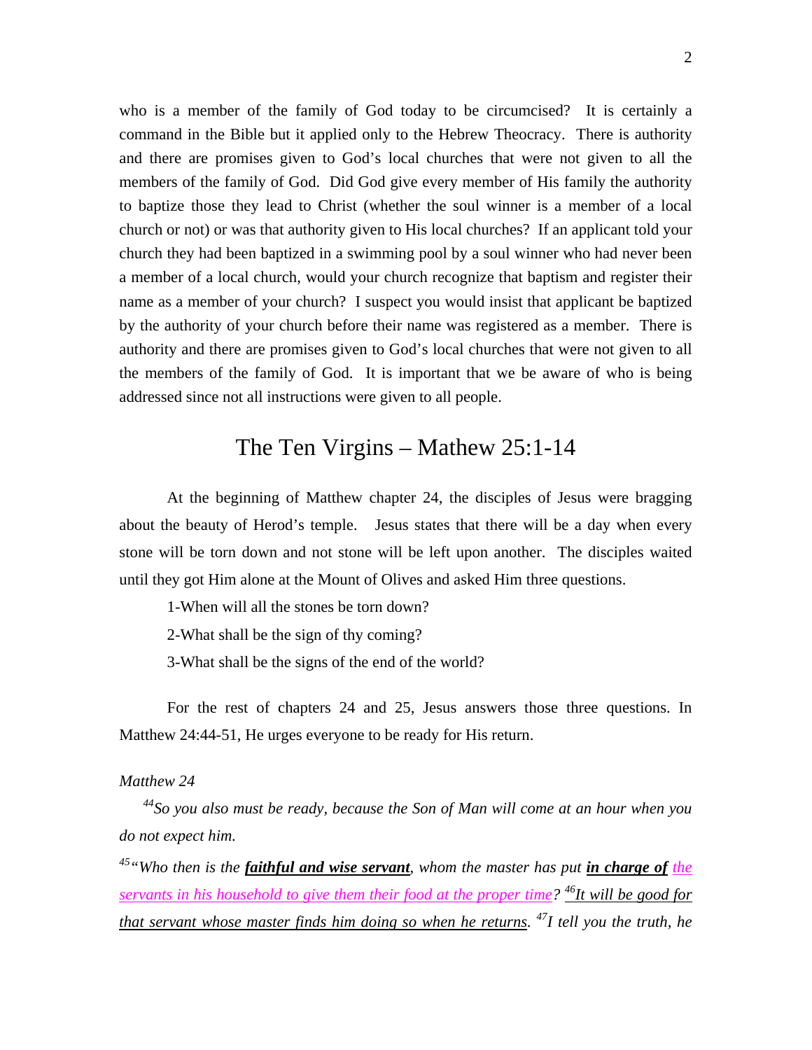who is a member of the family of God today to be circumcised? It is certainly a command in the Bible but it applied only to the Hebrew Theocracy. There is authority and there are promises given to God's local churches that were not given to all the members of the family of God. Did God give every member of His family the authority to baptize those they lead to Christ (whether the soul winner is a member of a local church or not) or was that authority given to His local churches? If an applicant told your church they had been baptized in a swimming pool by a soul winner who had never been a member of a local church, would your church recognize that baptism and register their name as a member of your church? I suspect you would insist that applicant be baptized by the authority of your church before their name was registered as a member. There is authority and there are promises given to God's local churches that were not given to all the members of the family of God. It is important that we be aware of who is being addressed since not all instructions were given to all people.

## The Ten Virgins – Mathew 25:1-14

At the beginning of Matthew chapter 24, the disciples of Jesus were bragging about the beauty of Herod's temple. Jesus states that there will be a day when every stone will be torn down and not stone will be left upon another. The disciples waited until they got Him alone at the Mount of Olives and asked Him three questions.

1-When will all the stones be torn down?

2-What shall be the sign of thy coming?

3-What shall be the signs of the end of the world?

For the rest of chapters 24 and 25, Jesus answers those three questions. In Matthew 24:44-51, He urges everyone to be ready for His return.

*Matthew 24*

*[44]So you also must be ready, because the Son of Man will come at an hour when you do not expect him.*

*[45]"Who then is the* ***faithful and wise servant****, whom the master has put* ***in charge of*** *the servants in his household to give them their food at the proper time? [46]It will be good for that servant whose master finds him doing so when he returns. [47]I tell you the truth, he*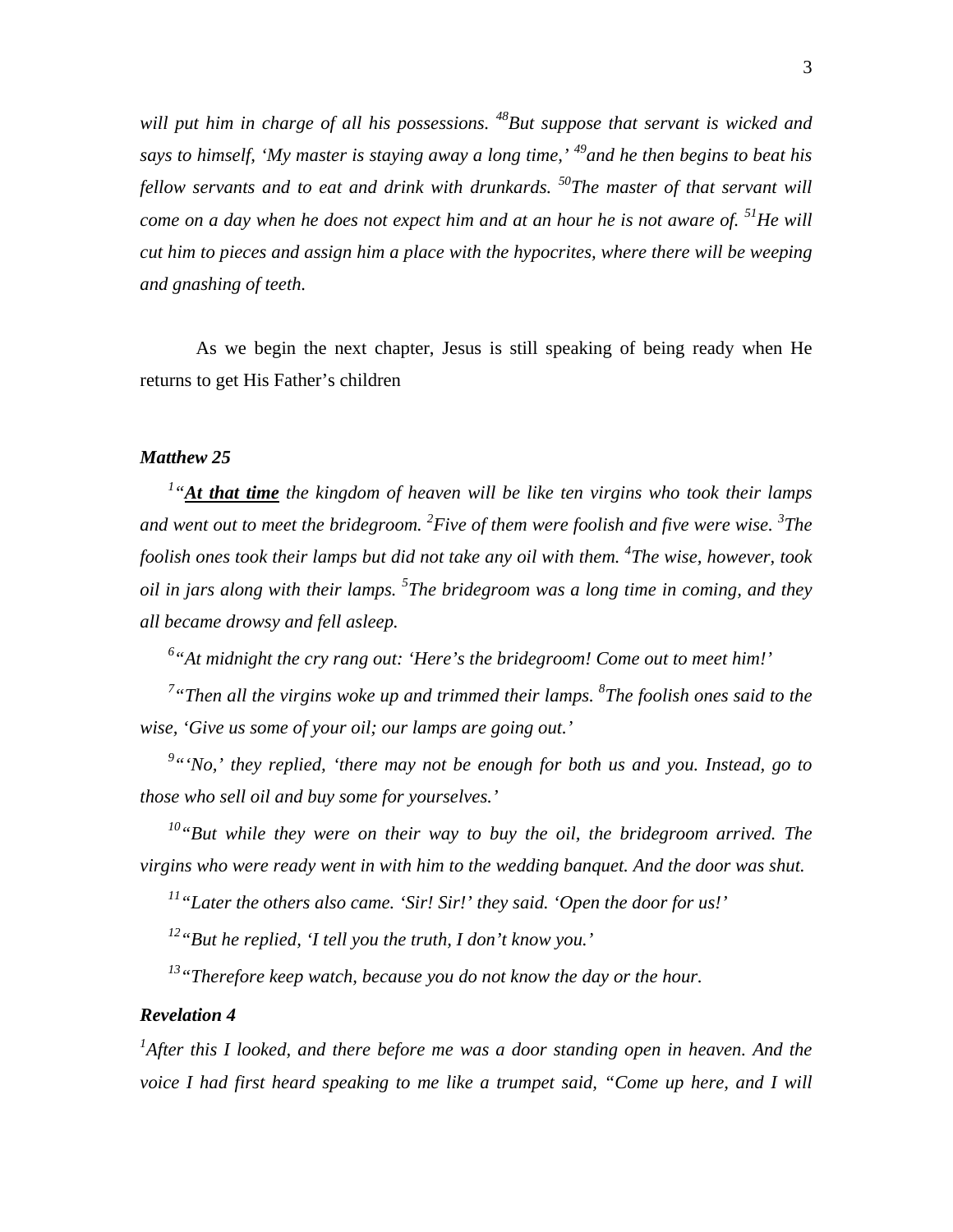*will put him in charge of all his possessions. [48]But suppose that servant is wicked and says to himself, 'My master is staying away a long time,' [49]and he then begins to beat his fellow servants and to eat and drink with drunkards. [50]The master of that servant will come on a day when he does not expect him and at an hour he is not aware of. [51]He will cut him to pieces and assign him a place with the hypocrites, where there will be weeping and gnashing of teeth.*

As we begin the next chapter, Jesus is still speaking of being ready when He returns to get His Father's children

***Matthew 25***

*[1]"**<u>At that time</u>** the kingdom of heaven will be like ten virgins who took their lamps and went out to meet the bridegroom. [2]Five of them were foolish and five were wise. [3]The foolish ones took their lamps but did not take any oil with them. [4]The wise, however, took oil in jars along with their lamps. [5]The bridegroom was a long time in coming, and they all became drowsy and fell asleep.*

*[6]"At midnight the cry rang out: 'Here's the bridegroom! Come out to meet him!'*

*[7]"Then all the virgins woke up and trimmed their lamps. [8]The foolish ones said to the wise, 'Give us some of your oil; our lamps are going out.'*

*[9]"'No,' they replied, 'there may not be enough for both us and you. Instead, go to those who sell oil and buy some for yourselves.'*

*[10]"But while they were on their way to buy the oil, the bridegroom arrived. The virgins who were ready went in with him to the wedding banquet. And the door was shut.*

*[11]"Later the others also came. 'Sir! Sir!' they said. 'Open the door for us!'*

*[12]"But he replied, 'I tell you the truth, I don't know you.'*

*[13]"Therefore keep watch, because you do not know the day or the hour.*

***Revelation 4***

*[1]After this I looked, and there before me was a door standing open in heaven. And the voice I had first heard speaking to me like a trumpet said, "Come up here, and I will*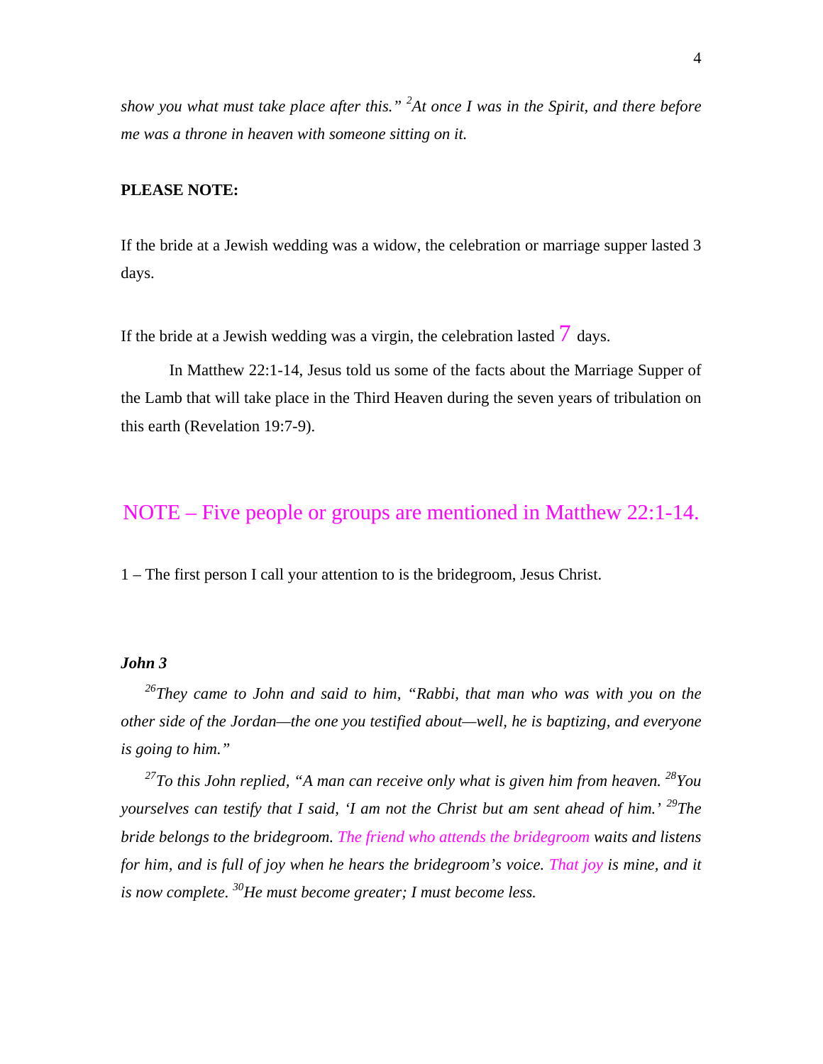*show you what must take place after this." [2]At once I was in the Spirit, and there before me was a throne in heaven with someone sitting on it.*

**PLEASE NOTE:**

If the bride at a Jewish wedding was a widow, the celebration or marriage supper lasted 3 days.

If the bride at a Jewish wedding was a virgin, the celebration lasted 7 days.

In Matthew 22:1-14, Jesus told us some of the facts about the Marriage Supper of the Lamb that will take place in the Third Heaven during the seven years of tribulation on this earth (Revelation 19:7-9).

## NOTE – Five people or groups are mentioned in Matthew 22:1-14.

1 – The first person I call your attention to is the bridegroom, Jesus Christ.

***John 3***

*[26]They came to John and said to him, "Rabbi, that man who was with you on the other side of the Jordan—the one you testified about—well, he is baptizing, and everyone is going to him."*

*[27]To this John replied, "A man can receive only what is given him from heaven. [28]You yourselves can testify that I said, 'I am not the Christ but am sent ahead of him.' [29]The bride belongs to the bridegroom. The friend who attends the bridegroom waits and listens for him, and is full of joy when he hears the bridegroom's voice. That joy is mine, and it is now complete. [30]He must become greater; I must become less.*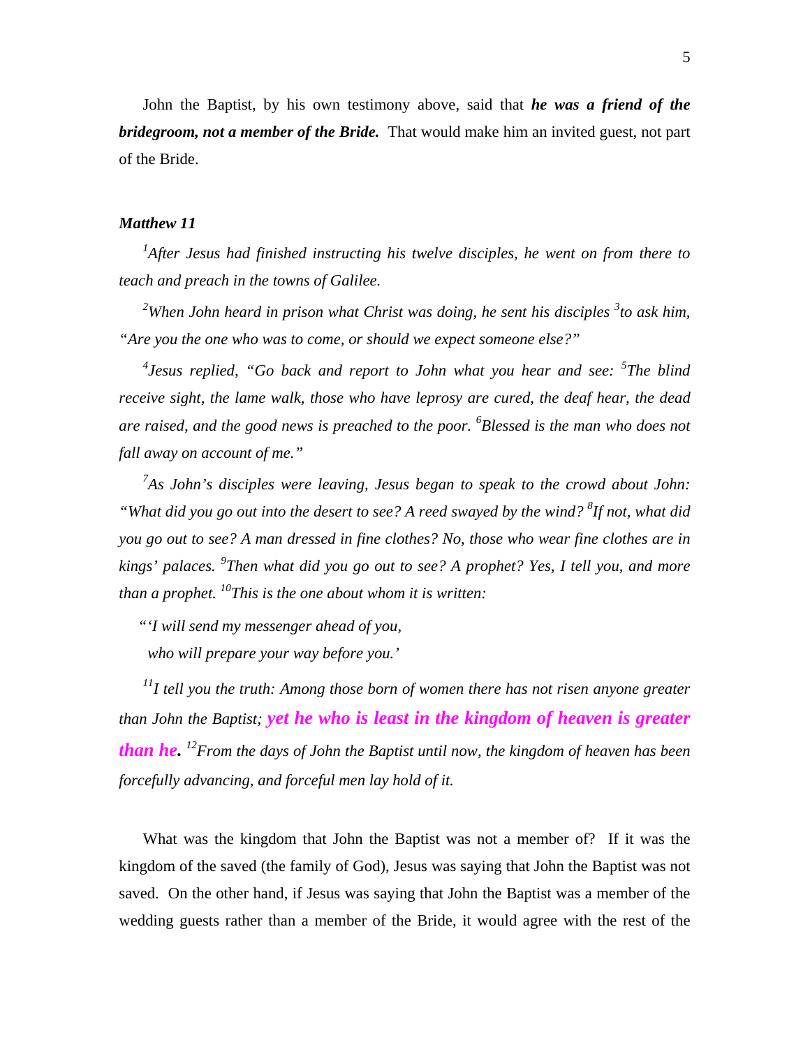John the Baptist, by his own testimony above, said that ***he was a friend of the bridegroom, not a member of the Bride.*** That would make him an invited guest, not part of the Bride.

***Matthew 11***

*[1]After Jesus had finished instructing his twelve disciples, he went on from there to teach and preach in the towns of Galilee.*

*[2]When John heard in prison what Christ was doing, he sent his disciples [3]to ask him, "Are you the one who was to come, or should we expect someone else?"*

*[4]Jesus replied, "Go back and report to John what you hear and see: [5]The blind receive sight, the lame walk, those who have leprosy are cured, the deaf hear, the dead are raised, and the good news is preached to the poor. [6]Blessed is the man who does not fall away on account of me."*

*[7]As John's disciples were leaving, Jesus began to speak to the crowd about John: "What did you go out into the desert to see? A reed swayed by the wind? [8]If not, what did you go out to see? A man dressed in fine clothes? No, those who wear fine clothes are in kings' palaces. [9]Then what did you go out to see? A prophet? Yes, I tell you, and more than a prophet. [10]This is the one about whom it is written:*

*"'I will send my messenger ahead of you,*
*who will prepare your way before you.'*

*[11]I tell you the truth: Among those born of women there has not risen anyone greater than John the Baptist;* ***yet he who is least in the kingdom of heaven is greater than he.*** *[12]From the days of John the Baptist until now, the kingdom of heaven has been forcefully advancing, and forceful men lay hold of it.*

What was the kingdom that John the Baptist was not a member of? If it was the kingdom of the saved (the family of God), Jesus was saying that John the Baptist was not saved. On the other hand, if Jesus was saying that John the Baptist was a member of the wedding guests rather than a member of the Bride, it would agree with the rest of the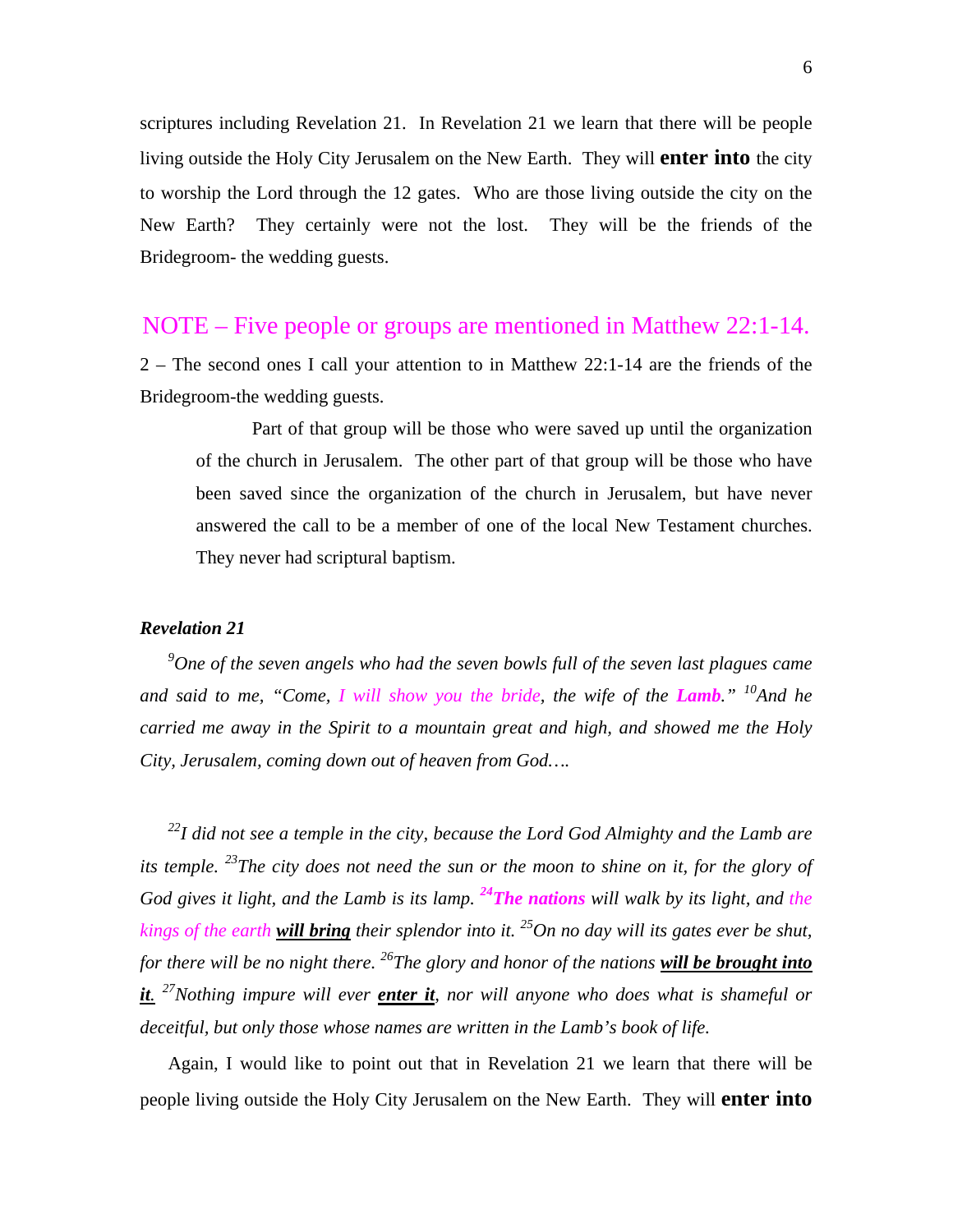scriptures including Revelation 21. In Revelation 21 we learn that there will be people living outside the Holy City Jerusalem on the New Earth. They will **enter into** the city to worship the Lord through the 12 gates. Who are those living outside the city on the New Earth? They certainly were not the lost. They will be the friends of the Bridegroom- the wedding guests.

## NOTE – Five people or groups are mentioned in Matthew 22:1-14.

2 – The second ones I call your attention to in Matthew 22:1-14 are the friends of the Bridegroom-the wedding guests.

> Part of that group will be those who were saved up until the organization of the church in Jerusalem. The other part of that group will be those who have been saved since the organization of the church in Jerusalem, but have never answered the call to be a member of one of the local New Testament churches. They never had scriptural baptism.

***Revelation 21***

*[9]One of the seven angels who had the seven bowls full of the seven last plagues came and said to me, "Come, I will show you the bride, the wife of the* ***Lamb****." [10]And he carried me away in the Spirit to a mountain great and high, and showed me the Holy City, Jerusalem, coming down out of heaven from God….*

*[22]I did not see a temple in the city, because the Lord God Almighty and the Lamb are its temple. [23]The city does not need the sun or the moon to shine on it, for the glory of God gives it light, and the Lamb is its lamp.* ***[24]The nations*** *will walk by its light, and the kings of the earth* ***will bring*** *their splendor into it. [25]On no day will its gates ever be shut, for there will be no night there. [26]The glory and honor of the nations* ***will be brought into it****. [27]Nothing impure will ever* ***enter it****, nor will anyone who does what is shameful or deceitful, but only those whose names are written in the Lamb's book of life.*

Again, I would like to point out that in Revelation 21 we learn that there will be people living outside the Holy City Jerusalem on the New Earth. They will **enter into**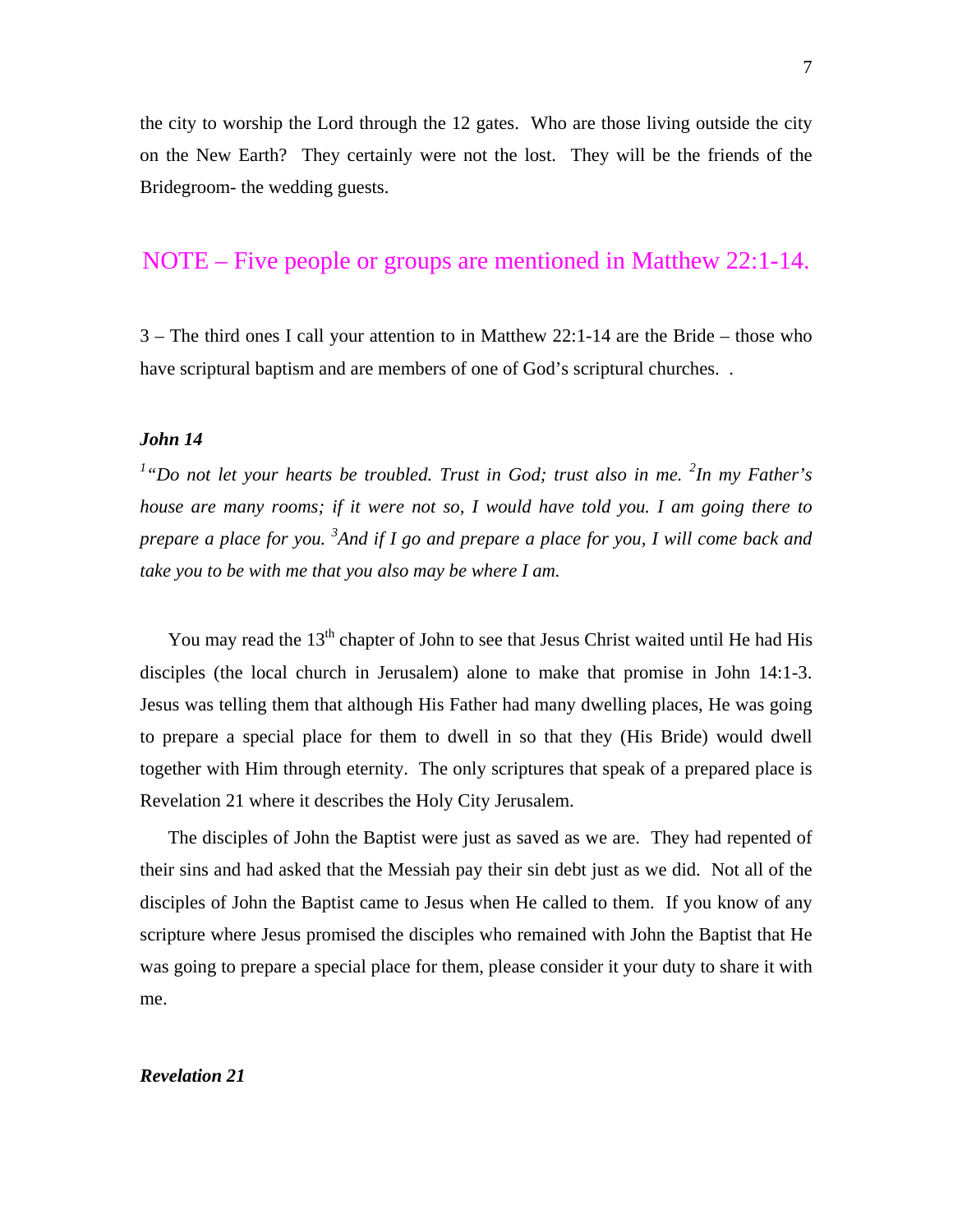the city to worship the Lord through the 12 gates. Who are those living outside the city on the New Earth? They certainly were not the lost. They will be the friends of the Bridegroom- the wedding guests.

## NOTE – Five people or groups are mentioned in Matthew 22:1-14.

3 – The third ones I call your attention to in Matthew 22:1-14 are the Bride – those who have scriptural baptism and are members of one of God's scriptural churches. .

***John 14***

*[1] "Do not let your hearts be troubled. Trust in God; trust also in me. [2] In my Father's house are many rooms; if it were not so, I would have told you. I am going there to prepare a place for you. [3] And if I go and prepare a place for you, I will come back and take you to be with me that you also may be where I am.*

You may read the 13th chapter of John to see that Jesus Christ waited until He had His disciples (the local church in Jerusalem) alone to make that promise in John 14:1-3. Jesus was telling them that although His Father had many dwelling places, He was going to prepare a special place for them to dwell in so that they (His Bride) would dwell together with Him through eternity. The only scriptures that speak of a prepared place is Revelation 21 where it describes the Holy City Jerusalem.

The disciples of John the Baptist were just as saved as we are. They had repented of their sins and had asked that the Messiah pay their sin debt just as we did. Not all of the disciples of John the Baptist came to Jesus when He called to them. If you know of any scripture where Jesus promised the disciples who remained with John the Baptist that He was going to prepare a special place for them, please consider it your duty to share it with me.

***Revelation 21***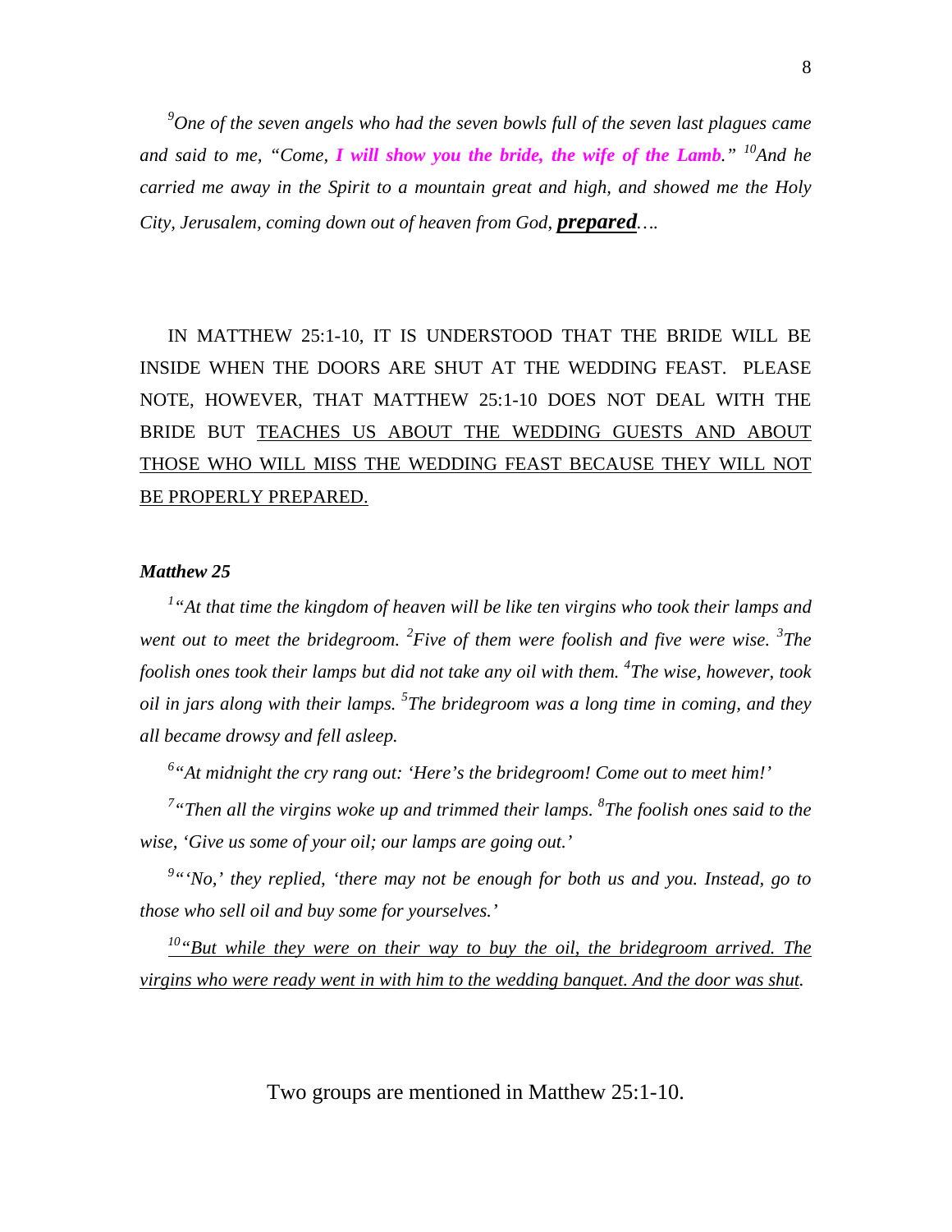*[9]One of the seven angels who had the seven bowls full of the seven last plagues came and said to me, "Come, **I will show you the bride, the wife of the Lamb**." [10]And he carried me away in the Spirit to a mountain great and high, and showed me the Holy City, Jerusalem, coming down out of heaven from God, **prepared**….*

IN MATTHEW 25:1-10, IT IS UNDERSTOOD THAT THE BRIDE WILL BE INSIDE WHEN THE DOORS ARE SHUT AT THE WEDDING FEAST. PLEASE NOTE, HOWEVER, THAT MATTHEW 25:1-10 DOES NOT DEAL WITH THE BRIDE BUT TEACHES US ABOUT THE WEDDING GUESTS AND ABOUT THOSE WHO WILL MISS THE WEDDING FEAST BECAUSE THEY WILL NOT BE PROPERLY PREPARED.

***Matthew 25***

*[1]"At that time the kingdom of heaven will be like ten virgins who took their lamps and went out to meet the bridegroom. [2]Five of them were foolish and five were wise. [3]The foolish ones took their lamps but did not take any oil with them. [4]The wise, however, took oil in jars along with their lamps. [5]The bridegroom was a long time in coming, and they all became drowsy and fell asleep.*

*[6]"At midnight the cry rang out: 'Here's the bridegroom! Come out to meet him!'*

*[7]"Then all the virgins woke up and trimmed their lamps. [8]The foolish ones said to the wise, 'Give us some of your oil; our lamps are going out.'*

*[9]"'No,' they replied, 'there may not be enough for both us and you. Instead, go to those who sell oil and buy some for yourselves.'*

*[10]"But while they were on their way to buy the oil, the bridegroom arrived. The virgins who were ready went in with him to the wedding banquet. And the door was shut.*

Two groups are mentioned in Matthew 25:1-10.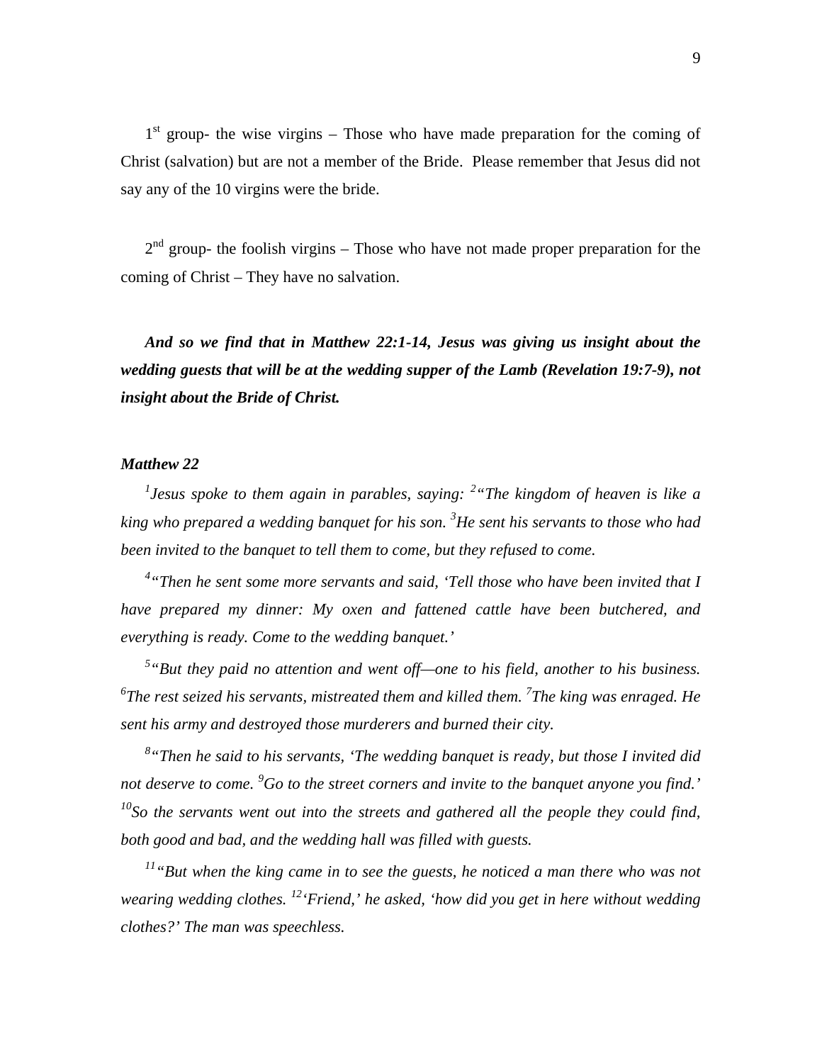1st group- the wise virgins – Those who have made preparation for the coming of Christ (salvation) but are not a member of the Bride. Please remember that Jesus did not say any of the 10 virgins were the bride.

2nd group- the foolish virgins – Those who have not made proper preparation for the coming of Christ – They have no salvation.

***And so we find that in Matthew 22:1-14, Jesus was giving us insight about the wedding guests that will be at the wedding supper of the Lamb (Revelation 19:7-9), not insight about the Bride of Christ.***

***Matthew 22***

*[1]Jesus spoke to them again in parables, saying: [2]"The kingdom of heaven is like a king who prepared a wedding banquet for his son. [3]He sent his servants to those who had been invited to the banquet to tell them to come, but they refused to come.*

*[4]"Then he sent some more servants and said, 'Tell those who have been invited that I have prepared my dinner: My oxen and fattened cattle have been butchered, and everything is ready. Come to the wedding banquet.'*

*[5]"But they paid no attention and went off—one to his field, another to his business. [6]The rest seized his servants, mistreated them and killed them. [7]The king was enraged. He sent his army and destroyed those murderers and burned their city.*

*[8]"Then he said to his servants, 'The wedding banquet is ready, but those I invited did not deserve to come. [9]Go to the street corners and invite to the banquet anyone you find.' [10]So the servants went out into the streets and gathered all the people they could find, both good and bad, and the wedding hall was filled with guests.*

*[11]"But when the king came in to see the guests, he noticed a man there who was not wearing wedding clothes. [12]'Friend,' he asked, 'how did you get in here without wedding clothes?' The man was speechless.*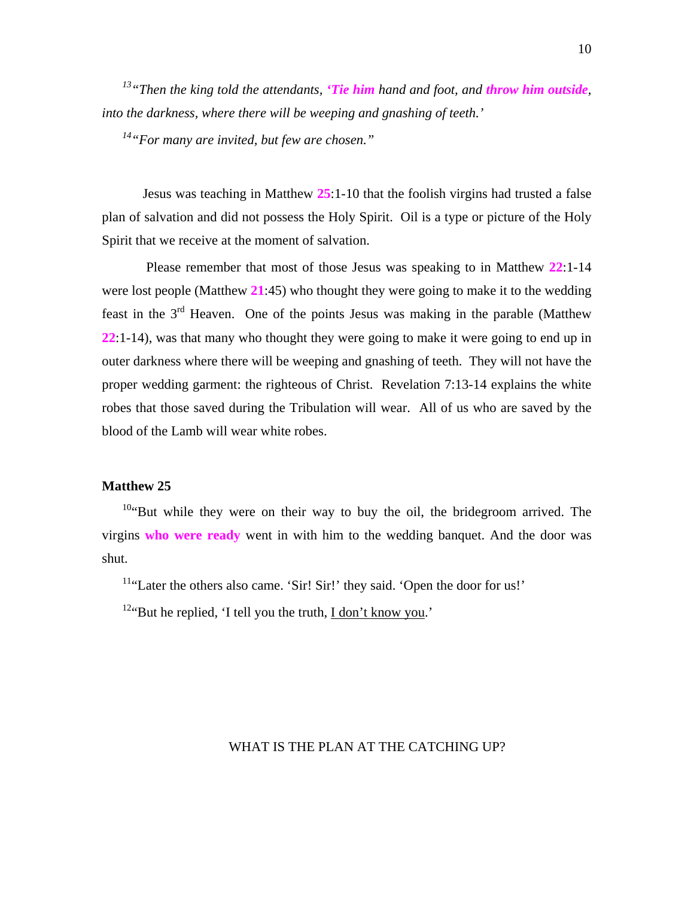[13] *"Then the king told the attendants, **'Tie him** hand and foot, and **throw him outside**, into the darkness, where there will be weeping and gnashing of teeth.'*

[14] *"For many are invited, but few are chosen."*

Jesus was teaching in Matthew **25**:1-10 that the foolish virgins had trusted a false plan of salvation and did not possess the Holy Spirit. Oil is a type or picture of the Holy Spirit that we receive at the moment of salvation.

Please remember that most of those Jesus was speaking to in Matthew **22**:1-14 were lost people (Matthew **21**:45) who thought they were going to make it to the wedding feast in the 3rd Heaven. One of the points Jesus was making in the parable (Matthew **22**:1-14), was that many who thought they were going to make it were going to end up in outer darkness where there will be weeping and gnashing of teeth. They will not have the proper wedding garment: the righteous of Christ. Revelation 7:13-14 explains the white robes that those saved during the Tribulation will wear. All of us who are saved by the blood of the Lamb will wear white robes.

**Matthew 25**

[10] "But while they were on their way to buy the oil, the bridegroom arrived. The virgins **who were ready** went in with him to the wedding banquet. And the door was shut.

[11] "Later the others also came. 'Sir! Sir!' they said. 'Open the door for us!'

[12] "But he replied, 'I tell you the truth, <u>I don't know you</u>.'

WHAT IS THE PLAN AT THE CATCHING UP?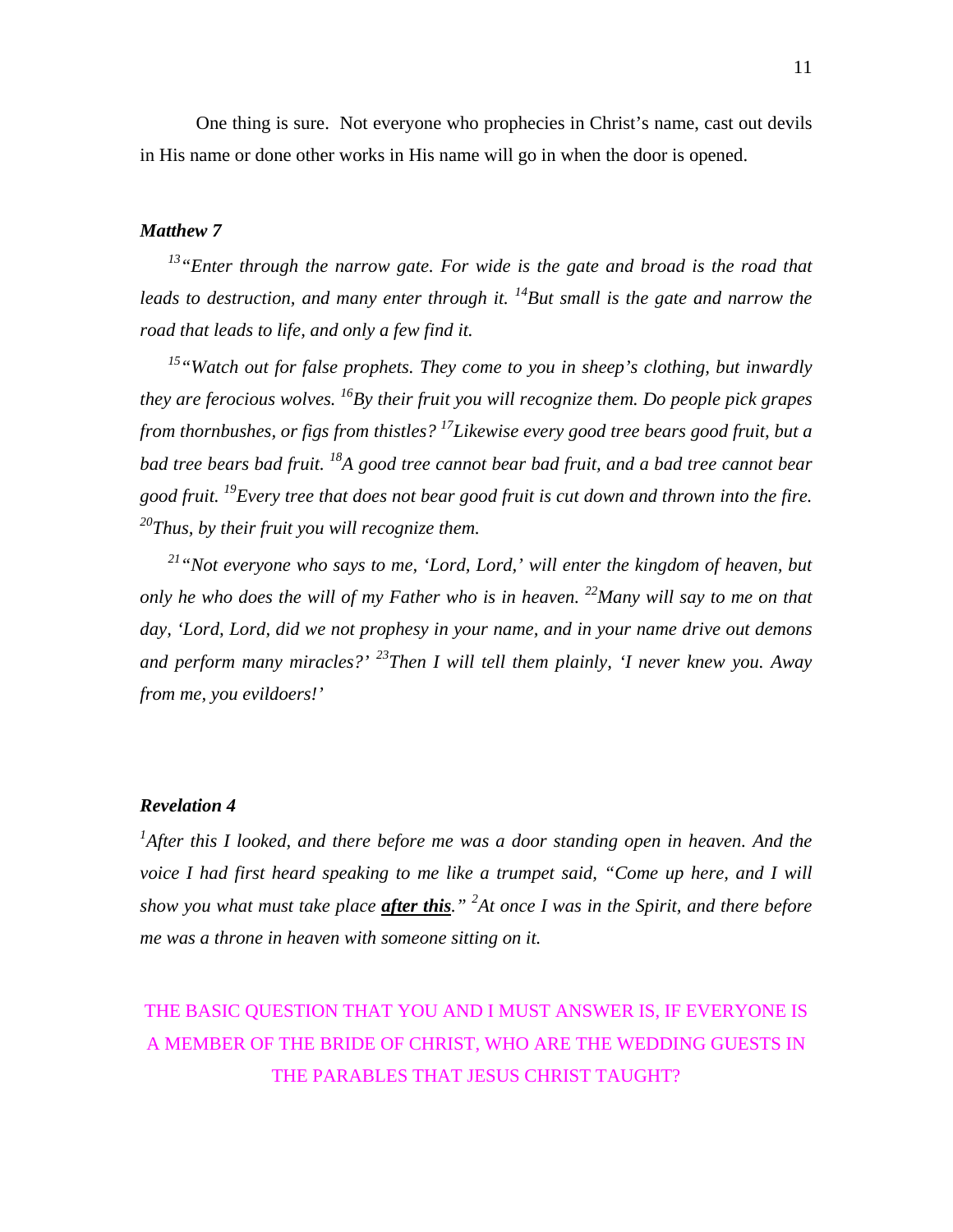One thing is sure. Not everyone who prophecies in Christ's name, cast out devils in His name or done other works in His name will go in when the door is opened.

***Matthew 7***

*[13]"Enter through the narrow gate. For wide is the gate and broad is the road that leads to destruction, and many enter through it. [14]But small is the gate and narrow the road that leads to life, and only a few find it.*

*[15]"Watch out for false prophets. They come to you in sheep's clothing, but inwardly they are ferocious wolves. [16]By their fruit you will recognize them. Do people pick grapes from thornbushes, or figs from thistles? [17]Likewise every good tree bears good fruit, but a bad tree bears bad fruit. [18]A good tree cannot bear bad fruit, and a bad tree cannot bear good fruit. [19]Every tree that does not bear good fruit is cut down and thrown into the fire. [20]Thus, by their fruit you will recognize them.*

*[21]"Not everyone who says to me, 'Lord, Lord,' will enter the kingdom of heaven, but only he who does the will of my Father who is in heaven. [22]Many will say to me on that day, 'Lord, Lord, did we not prophesy in your name, and in your name drive out demons and perform many miracles?' [23]Then I will tell them plainly, 'I never knew you. Away from me, you evildoers!'*

***Revelation 4***

*[1]After this I looked, and there before me was a door standing open in heaven. And the voice I had first heard speaking to me like a trumpet said, "Come up here, and I will show you what must take place **after this**." [2]At once I was in the Spirit, and there before me was a throne in heaven with someone sitting on it.*

THE BASIC QUESTION THAT YOU AND I MUST ANSWER IS, IF EVERYONE IS A MEMBER OF THE BRIDE OF CHRIST, WHO ARE THE WEDDING GUESTS IN THE PARABLES THAT JESUS CHRIST TAUGHT?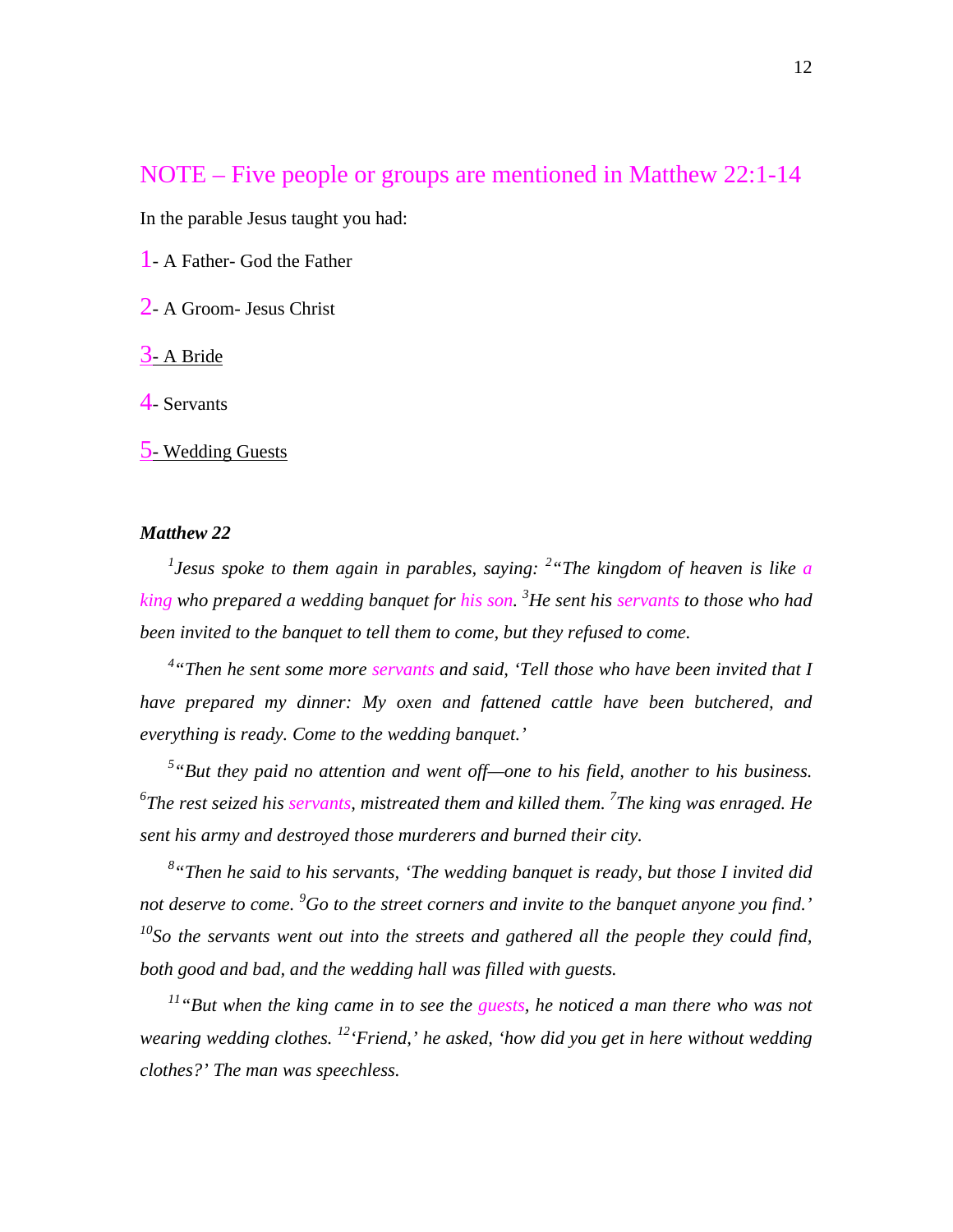## NOTE – Five people or groups are mentioned in Matthew 22:1-14

In the parable Jesus taught you had:

1- A Father- God the Father

2- A Groom- Jesus Christ

3- A Bride

4- Servants

5- Wedding Guests

***Matthew 22***

*[1]Jesus spoke to them again in parables, saying: [2]"The kingdom of heaven is like a king who prepared a wedding banquet for his son. [3]He sent his servants to those who had been invited to the banquet to tell them to come, but they refused to come.*

*[4]"Then he sent some more servants and said, 'Tell those who have been invited that I have prepared my dinner: My oxen and fattened cattle have been butchered, and everything is ready. Come to the wedding banquet.'*

*[5]"But they paid no attention and went off—one to his field, another to his business. [6]The rest seized his servants, mistreated them and killed them. [7]The king was enraged. He sent his army and destroyed those murderers and burned their city.*

*[8]"Then he said to his servants, 'The wedding banquet is ready, but those I invited did not deserve to come. [9]Go to the street corners and invite to the banquet anyone you find.' [10]So the servants went out into the streets and gathered all the people they could find, both good and bad, and the wedding hall was filled with guests.*

*[11]"But when the king came in to see the guests, he noticed a man there who was not wearing wedding clothes. [12]'Friend,' he asked, 'how did you get in here without wedding clothes?' The man was speechless.*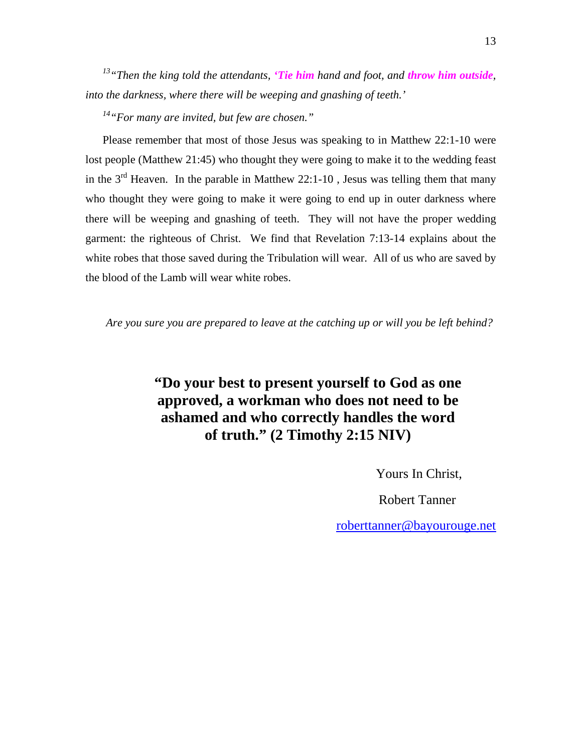[13] *"Then the king told the attendants, **'Tie him** hand and foot, and **throw him outside**, into the darkness, where there will be weeping and gnashing of teeth.'*

[14] *"For many are invited, but few are chosen."*

Please remember that most of those Jesus was speaking to in Matthew 22:1-10 were lost people (Matthew 21:45) who thought they were going to make it to the wedding feast in the 3rd Heaven. In the parable in Matthew 22:1-10 , Jesus was telling them that many who thought they were going to make it were going to end up in outer darkness where there will be weeping and gnashing of teeth. They will not have the proper wedding garment: the righteous of Christ. We find that Revelation 7:13-14 explains about the white robes that those saved during the Tribulation will wear. All of us who are saved by the blood of the Lamb will wear white robes.

*Are you sure you are prepared to leave at the catching up or will you be left behind?*

**"Do your best to present yourself to God as one approved, a workman who does not need to be ashamed and who correctly handles the word of truth." (2 Timothy 2:15 NIV)**

Yours In Christ,

Robert Tanner

roberttanner@bayourouge.net